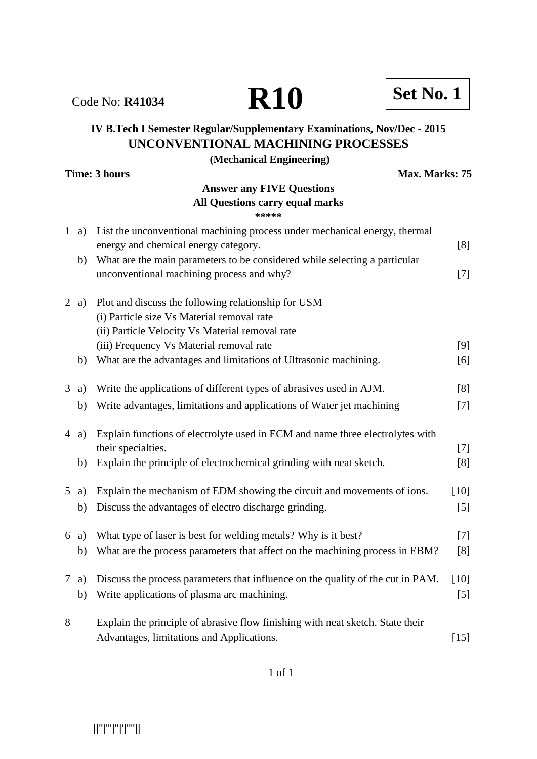Code No: **R41034** **R10** **Set No. 1**

**IV B.Tech I Semester Regular/Supplementary Examinations, Nov/Dec - 2015**

## UNCONVENTIONAL MACHINING PROCESSES

**(Mechanical Engineering)**

**Time: 3 hours** **Max. Marks: 75**

**Answer any FIVE Questions**

**All Questions carry equal marks**

*****

1 a) List the unconventional machining process under mechanical energy, thermal energy and chemical energy category. [8]

b) What are the main parameters to be considered while selecting a particular unconventional machining process and why? [7]

2 a) Plot and discuss the following relationship for USM
(i) Particle size Vs Material removal rate
(ii) Particle Velocity Vs Material removal rate
(iii) Frequency Vs Material removal rate [9]

b) What are the advantages and limitations of Ultrasonic machining. [6]

3 a) Write the applications of different types of abrasives used in AJM. [8]

b) Write advantages, limitations and applications of Water jet machining [7]

4 a) Explain functions of electrolyte used in ECM and name three electrolytes with their specialties. [7]

b) Explain the principle of electrochemical grinding with neat sketch. [8]

5 a) Explain the mechanism of EDM showing the circuit and movements of ions. [10]

b) Discuss the advantages of electro discharge grinding. [5]

6 a) What type of laser is best for welding metals? Why is it best? [7]

b) What are the process parameters that affect on the machining process in EBM? [8]

7 a) Discuss the process parameters that influence on the quality of the cut in PAM. [10]

b) Write applications of plasma arc machining. [5]

8 Explain the principle of abrasive flow finishing with neat sketch. State their Advantages, limitations and Applications. [15]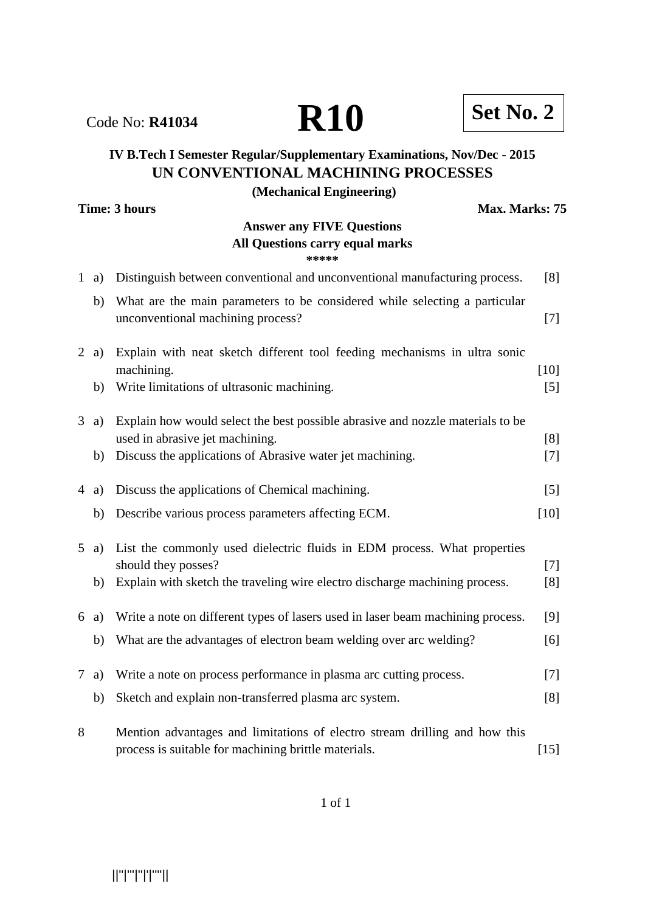Code No: **R41034** **R10** **Set No. 2**

**IV B.Tech I Semester Regular/Supplementary Examinations, Nov/Dec - 2015**

## UN CONVENTIONAL MACHINING PROCESSES

**(Mechanical Engineering)**

**Time: 3 hours** **Max. Marks: 75**

**Answer any FIVE Questions**
**All Questions carry equal marks**

*****

1 a) Distinguish between conventional and unconventional manufacturing process. [8]

b) What are the main parameters to be considered while selecting a particular unconventional machining process? [7]

2 a) Explain with neat sketch different tool feeding mechanisms in ultra sonic machining. [10]

b) Write limitations of ultrasonic machining. [5]

3 a) Explain how would select the best possible abrasive and nozzle materials to be used in abrasive jet machining. [8]

b) Discuss the applications of Abrasive water jet machining. [7]

4 a) Discuss the applications of Chemical machining. [5]

b) Describe various process parameters affecting ECM. [10]

5 a) List the commonly used dielectric fluids in EDM process. What properties should they posses? [7]

b) Explain with sketch the traveling wire electro discharge machining process. [8]

6 a) Write a note on different types of lasers used in laser beam machining process. [9]

b) What are the advantages of electron beam welding over arc welding? [6]

7 a) Write a note on process performance in plasma arc cutting process. [7]

b) Sketch and explain non-transferred plasma arc system. [8]

8 Mention advantages and limitations of electro stream drilling and how this process is suitable for machining brittle materials. [15]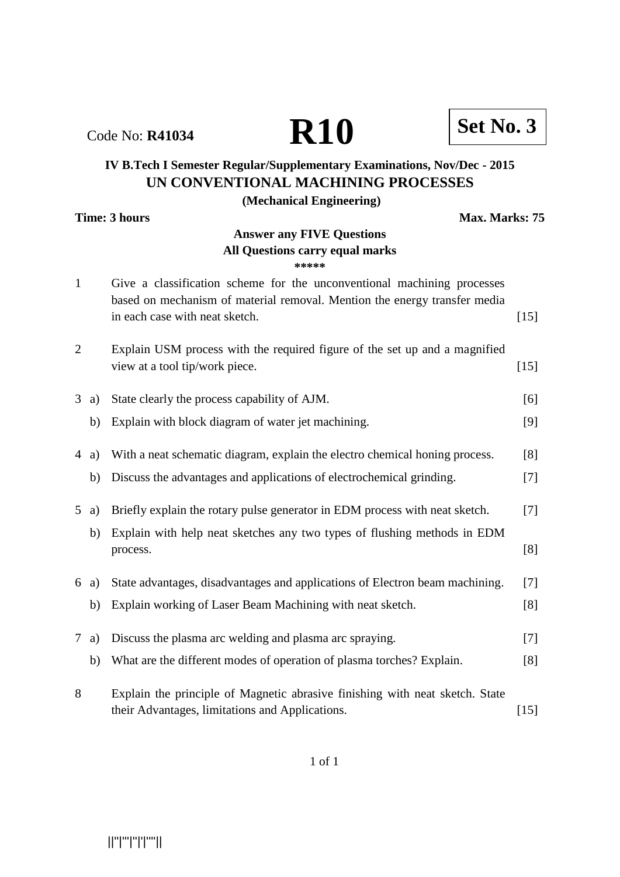Code No: **R41034** **R10** **Set No. 3**

**IV B.Tech I Semester Regular/Supplementary Examinations, Nov/Dec - 2015**

## UN CONVENTIONAL MACHINING PROCESSES

**(Mechanical Engineering)**

**Time: 3 hours** **Max. Marks: 75**

**Answer any FIVE Questions**
**All Questions carry equal marks**
*****

1. Give a classification scheme for the unconventional machining processes based on mechanism of material removal. Mention the energy transfer media in each case with neat sketch. [15]

2. Explain USM process with the required figure of the set up and a magnified view at a tool tip/work piece. [15]

3. a) State clearly the process capability of AJM. [6]
   b) Explain with block diagram of water jet machining. [9]

4. a) With a neat schematic diagram, explain the electro chemical honing process. [8]
   b) Discuss the advantages and applications of electrochemical grinding. [7]

5. a) Briefly explain the rotary pulse generator in EDM process with neat sketch. [7]
   b) Explain with help neat sketches any two types of flushing methods in EDM process. [8]

6. a) State advantages, disadvantages and applications of Electron beam machining. [7]
   b) Explain working of Laser Beam Machining with neat sketch. [8]

7. a) Discuss the plasma arc welding and plasma arc spraying. [7]
   b) What are the different modes of operation of plasma torches? Explain. [8]

8. Explain the principle of Magnetic abrasive finishing with neat sketch. State their Advantages, limitations and Applications. [15]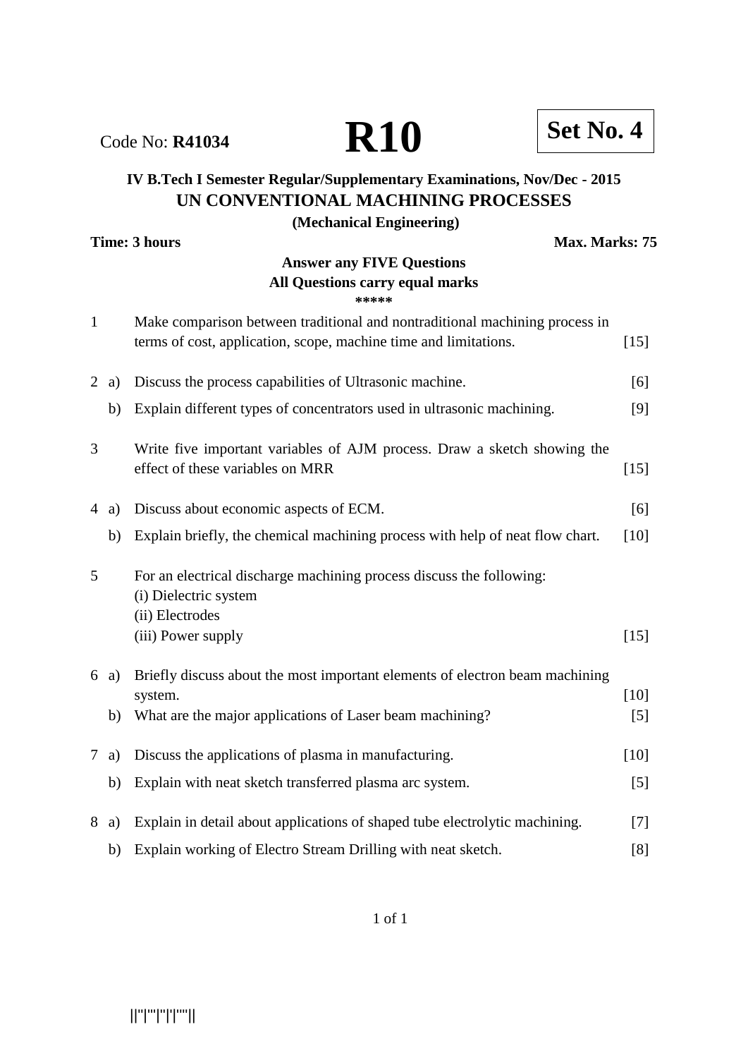Code No: **R41034** **R10** **Set No. 4**

**IV B.Tech I Semester Regular/Supplementary Examinations, Nov/Dec - 2015**

## UN CONVENTIONAL MACHINING PROCESSES

**(Mechanical Engineering)**

**Time: 3 hours** **Max. Marks: 75**

**Answer any FIVE Questions**
**All Questions carry equal marks**
*****

1. Make comparison between traditional and nontraditional machining process in terms of cost, application, scope, machine time and limitations. [15]

2. a) Discuss the process capabilities of Ultrasonic machine. [6]
   b) Explain different types of concentrators used in ultrasonic machining. [9]

3. Write five important variables of AJM process. Draw a sketch showing the effect of these variables on MRR [15]

4. a) Discuss about economic aspects of ECM. [6]
   b) Explain briefly, the chemical machining process with help of neat flow chart. [10]

5. For an electrical discharge machining process discuss the following:
   (i) Dielectric system
   (ii) Electrodes
   (iii) Power supply [15]

6. a) Briefly discuss about the most important elements of electron beam machining system. [10]
   b) What are the major applications of Laser beam machining? [5]

7. a) Discuss the applications of plasma in manufacturing. [10]
   b) Explain with neat sketch transferred plasma arc system. [5]

8. a) Explain in detail about applications of shaped tube electrolytic machining. [7]
   b) Explain working of Electro Stream Drilling with neat sketch. [8]